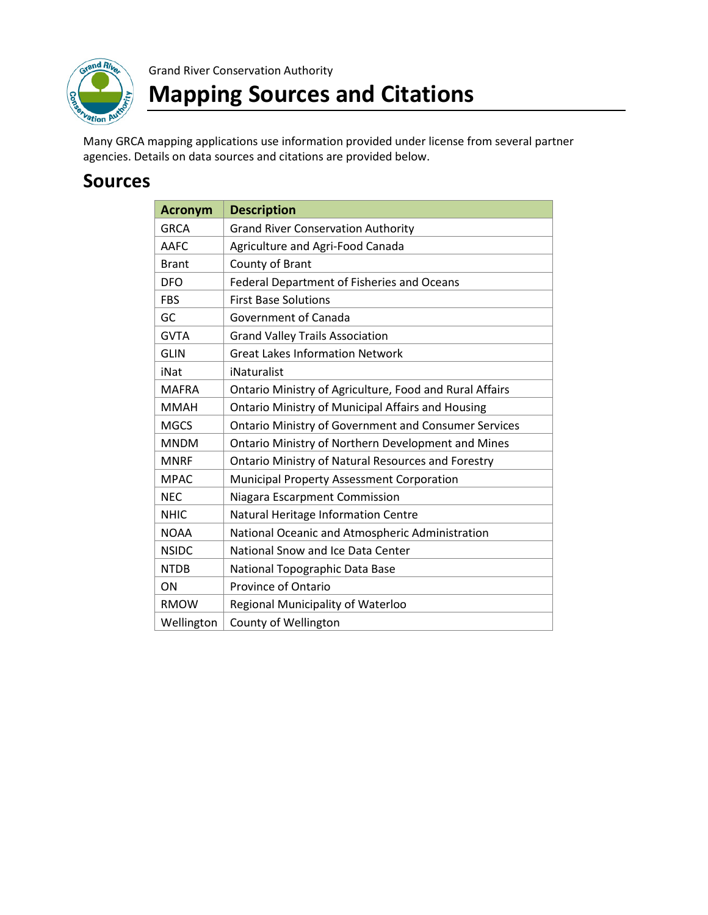Grand River Conservation Authority

# Mapping Sources and Citations

Many GRCA mapping applications use information provided under license from several partner agencies. Details on data sources and citations are provided below.

## Sources

| Acronym | Description |
|---|---|
| GRCA | Grand River Conservation Authority |
| AAFC | Agriculture and Agri-Food Canada |
| Brant | County of Brant |
| DFO | Federal Department of Fisheries and Oceans |
| FBS | First Base Solutions |
| GC | Government of Canada |
| GVTA | Grand Valley Trails Association |
| GLIN | Great Lakes Information Network |
| iNat | iNaturalist |
| MAFRA | Ontario Ministry of Agriculture, Food and Rural Affairs |
| MMAH | Ontario Ministry of Municipal Affairs and Housing |
| MGCS | Ontario Ministry of Government and Consumer Services |
| MNDM | Ontario Ministry of Northern Development and Mines |
| MNRF | Ontario Ministry of Natural Resources and Forestry |
| MPAC | Municipal Property Assessment Corporation |
| NEC | Niagara Escarpment Commission |
| NHIC | Natural Heritage Information Centre |
| NOAA | National Oceanic and Atmospheric Administration |
| NSIDC | National Snow and Ice Data Center |
| NTDB | National Topographic Data Base |
| ON | Province of Ontario |
| RMOW | Regional Municipality of Waterloo |
| Wellington | County of Wellington |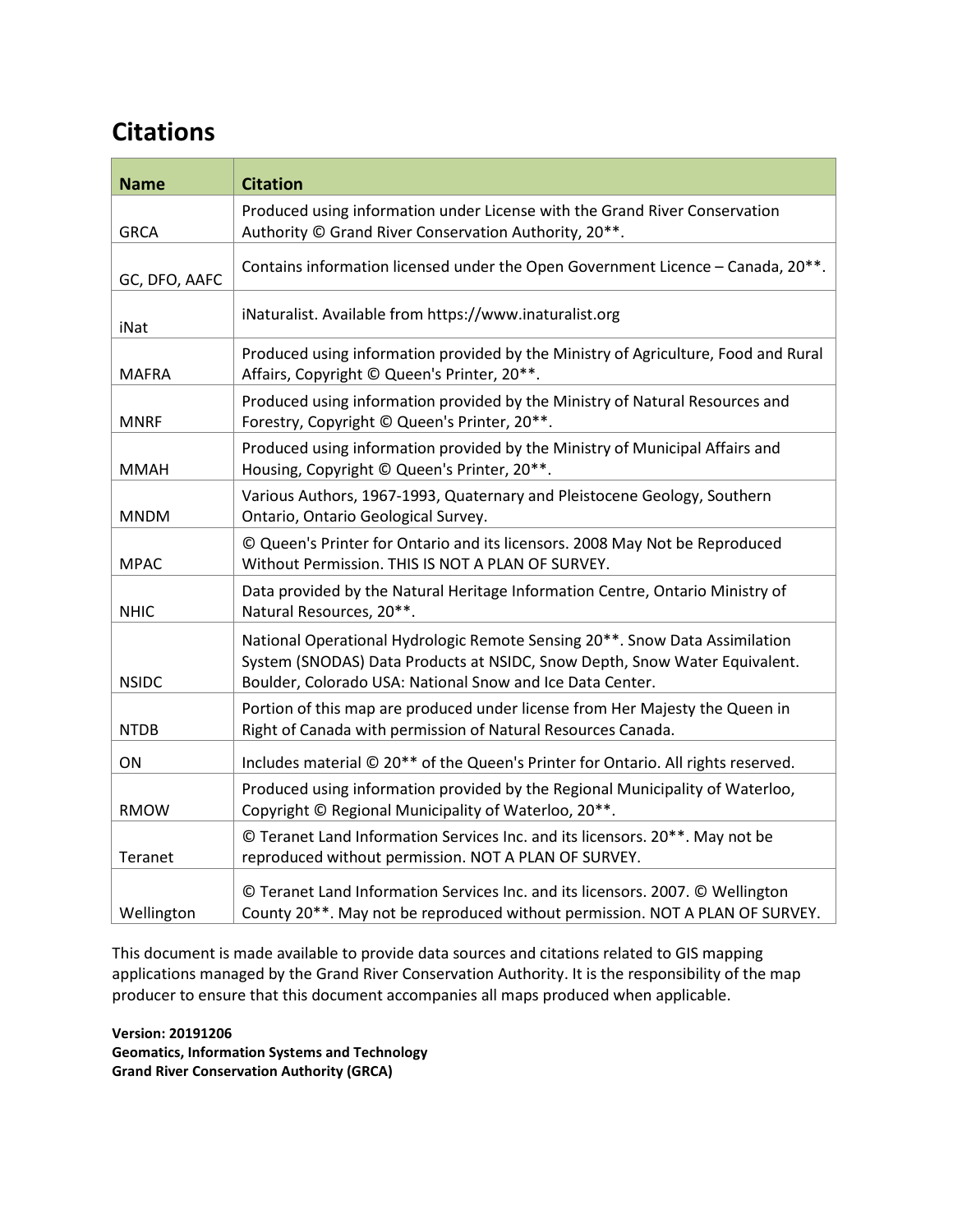## Citations

| Name | Citation |
|---|---|
| GRCA | Produced using information under License with the Grand River Conservation Authority © Grand River Conservation Authority, 20**. |
| GC, DFO, AAFC | Contains information licensed under the Open Government Licence – Canada, 20**. |
| iNat | iNaturalist. Available from https://www.inaturalist.org |
| MAFRA | Produced using information provided by the Ministry of Agriculture, Food and Rural Affairs, Copyright © Queen's Printer, 20**. |
| MNRF | Produced using information provided by the Ministry of Natural Resources and Forestry, Copyright © Queen's Printer, 20**. |
| MMAH | Produced using information provided by the Ministry of Municipal Affairs and Housing, Copyright © Queen's Printer, 20**. |
| MNDM | Various Authors, 1967-1993, Quaternary and Pleistocene Geology, Southern Ontario, Ontario Geological Survey. |
| MPAC | © Queen's Printer for Ontario and its licensors. 2008 May Not be Reproduced Without Permission. THIS IS NOT A PLAN OF SURVEY. |
| NHIC | Data provided by the Natural Heritage Information Centre, Ontario Ministry of Natural Resources, 20**. |
| NSIDC | National Operational Hydrologic Remote Sensing 20**. Snow Data Assimilation System (SNODAS) Data Products at NSIDC, Snow Depth, Snow Water Equivalent. Boulder, Colorado USA: National Snow and Ice Data Center. |
| NTDB | Portion of this map are produced under license from Her Majesty the Queen in Right of Canada with permission of Natural Resources Canada. |
| ON | Includes material © 20** of the Queen's Printer for Ontario. All rights reserved. |
| RMOW | Produced using information provided by the Regional Municipality of Waterloo, Copyright © Regional Municipality of Waterloo, 20**. |
| Teranet | © Teranet Land Information Services Inc. and its licensors. 20**. May not be reproduced without permission. NOT A PLAN OF SURVEY. |
| Wellington | © Teranet Land Information Services Inc. and its licensors. 2007. © Wellington County 20**. May not be reproduced without permission. NOT A PLAN OF SURVEY. |

This document is made available to provide data sources and citations related to GIS mapping applications managed by the Grand River Conservation Authority. It is the responsibility of the map producer to ensure that this document accompanies all maps produced when applicable.

**Version: 20191206**
**Geomatics, Information Systems and Technology**
**Grand River Conservation Authority (GRCA)**